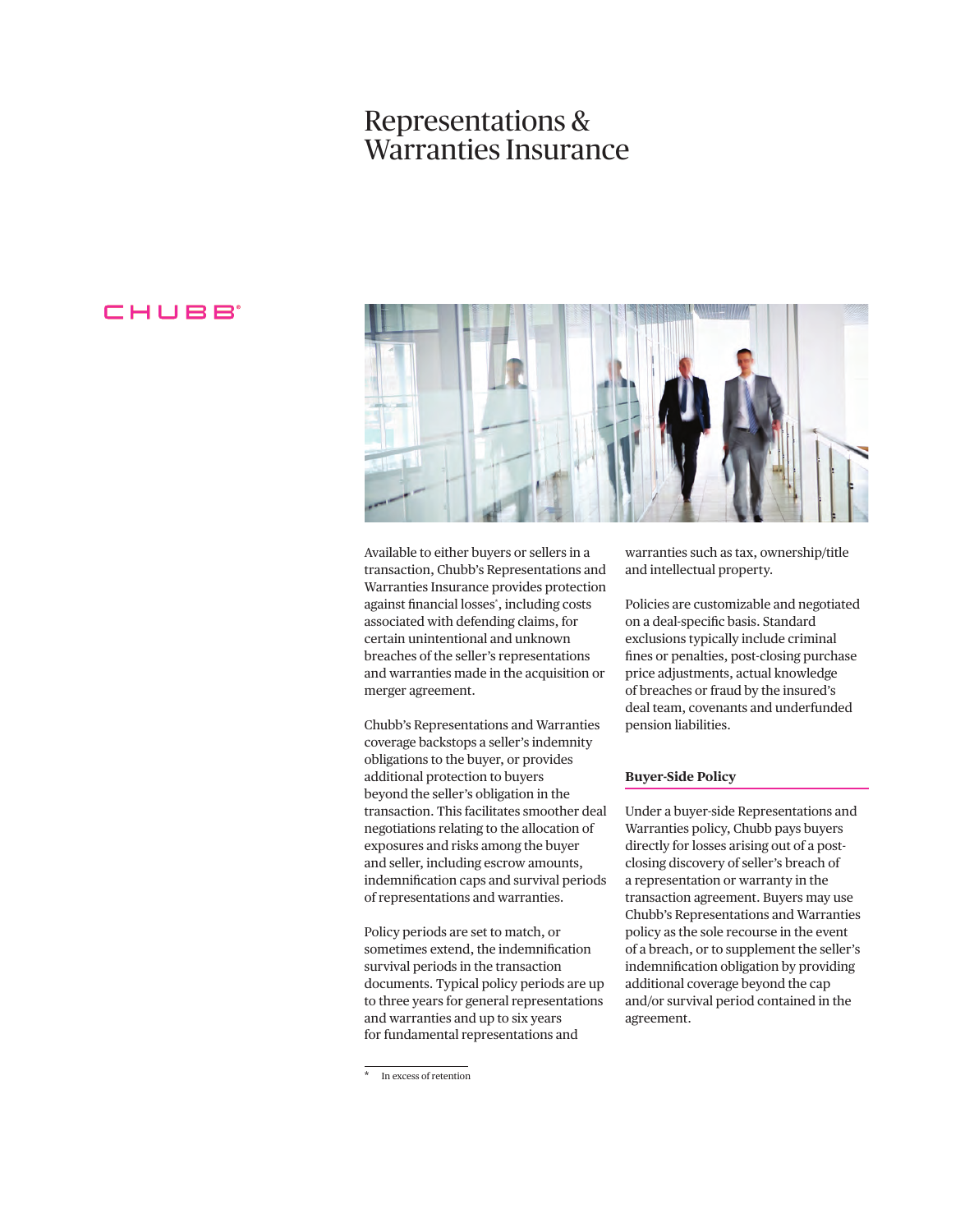# Representations & Warranties Insurance

CHUBB®

Available to either buyers or sellers in a transaction, Chubb's Representations and Warranties Insurance provides protection against financial losses*, including costs associated with defending claims, for certain unintentional and unknown breaches of the seller's representations and warranties made in the acquisition or merger agreement.

Chubb's Representations and Warranties coverage backstops a seller's indemnity obligations to the buyer, or provides additional protection to buyers beyond the seller's obligation in the transaction. This facilitates smoother deal negotiations relating to the allocation of exposures and risks among the buyer and seller, including escrow amounts, indemnification caps and survival periods of representations and warranties.

Policy periods are set to match, or sometimes extend, the indemnification survival periods in the transaction documents. Typical policy periods are up to three years for general representations and warranties and up to six years for fundamental representations and warranties such as tax, ownership/title and intellectual property.

Policies are customizable and negotiated on a deal-specific basis. Standard exclusions typically include criminal fines or penalties, post-closing purchase price adjustments, actual knowledge of breaches or fraud by the insured's deal team, covenants and underfunded pension liabilities.

### Buyer-Side Policy

Under a buyer-side Representations and Warranties policy, Chubb pays buyers directly for losses arising out of a post-closing discovery of seller's breach of a representation or warranty in the transaction agreement. Buyers may use Chubb's Representations and Warranties policy as the sole recourse in the event of a breach, or to supplement the seller's indemnification obligation by providing additional coverage beyond the cap and/or survival period contained in the agreement.

\* In excess of retention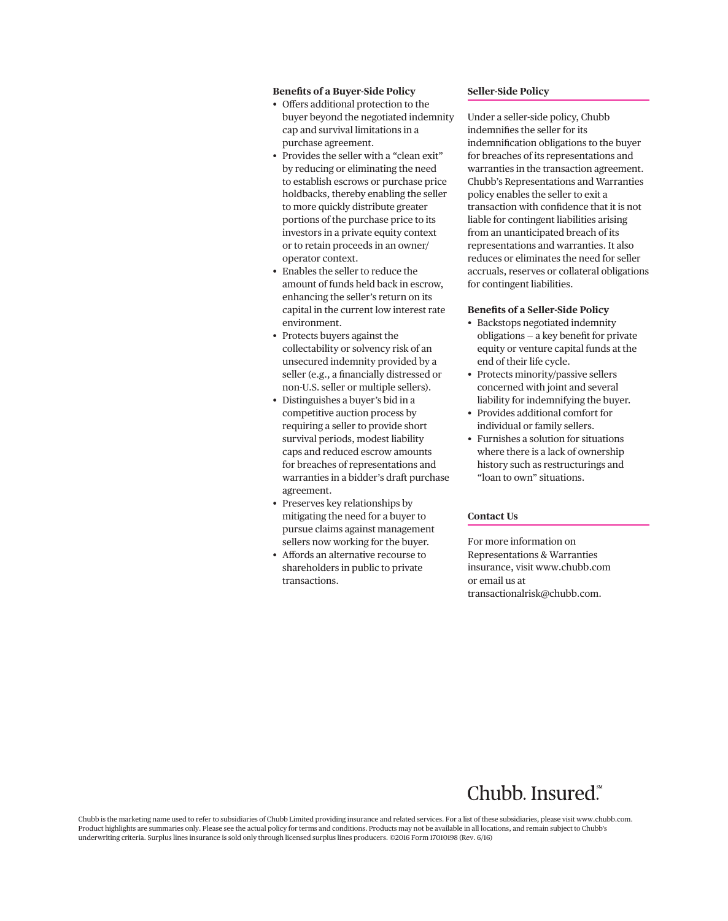### Benefits of a Buyer-Side Policy

- Offers additional protection to the buyer beyond the negotiated indemnity cap and survival limitations in a purchase agreement.
- Provides the seller with a "clean exit" by reducing or eliminating the need to establish escrows or purchase price holdbacks, thereby enabling the seller to more quickly distribute greater portions of the purchase price to its investors in a private equity context or to retain proceeds in an owner/operator context.
- Enables the seller to reduce the amount of funds held back in escrow, enhancing the seller's return on its capital in the current low interest rate environment.
- Protects buyers against the collectability or solvency risk of an unsecured indemnity provided by a seller (e.g., a financially distressed or non-U.S. seller or multiple sellers).
- Distinguishes a buyer's bid in a competitive auction process by requiring a seller to provide short survival periods, modest liability caps and reduced escrow amounts for breaches of representations and warranties in a bidder's draft purchase agreement.
- Preserves key relationships by mitigating the need for a buyer to pursue claims against management sellers now working for the buyer.
- Affords an alternative recourse to shareholders in public to private transactions.

## Seller-Side Policy

Under a seller-side policy, Chubb indemnifies the seller for its indemnification obligations to the buyer for breaches of its representations and warranties in the transaction agreement. Chubb's Representations and Warranties policy enables the seller to exit a transaction with confidence that it is not liable for contingent liabilities arising from an unanticipated breach of its representations and warranties. It also reduces or eliminates the need for seller accruals, reserves or collateral obligations for contingent liabilities.

### Benefits of a Seller-Side Policy

- Backstops negotiated indemnity obligations – a key benefit for private equity or venture capital funds at the end of their life cycle.
- Protects minority/passive sellers concerned with joint and several liability for indemnifying the buyer.
- Provides additional comfort for individual or family sellers.
- Furnishes a solution for situations where there is a lack of ownership history such as restructurings and "loan to own" situations.

## Contact Us

For more information on Representations & Warranties insurance, visit www.chubb.com or email us at transactionalrisk@chubb.com.

Chubb. Insured.℠

Chubb is the marketing name used to refer to subsidiaries of Chubb Limited providing insurance and related services. For a list of these subsidiaries, please visit www.chubb.com. Product highlights are summaries only. Please see the actual policy for terms and conditions. Products may not be available in all locations, and remain subject to Chubb's underwriting criteria. Surplus lines insurance is sold only through licensed surplus lines producers. ©2016 Form 17010198 (Rev. 6/16)